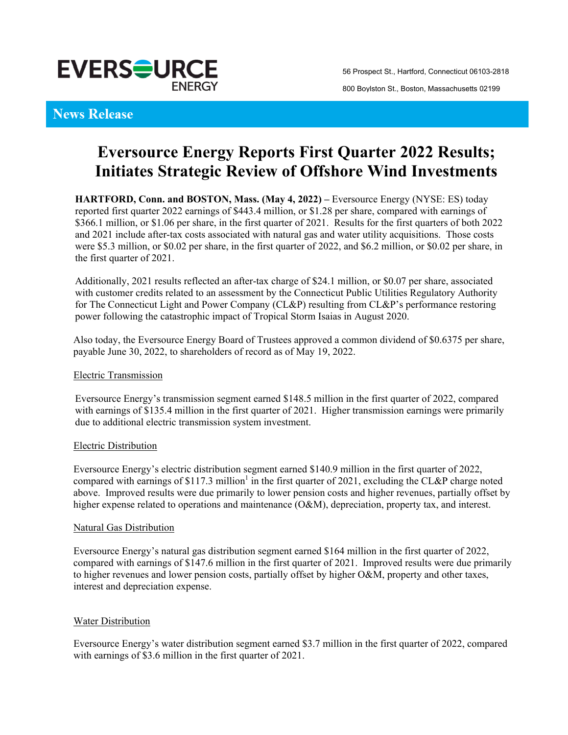EVERSOURCE ENERGY

56 Prospect St., Hartford, Connecticut 06103-2818

800 Boylston St., Boston, Massachusetts 02199

**News Release**

# Eversource Energy Reports First Quarter 2022 Results; Initiates Strategic Review of Offshore Wind Investments

**HARTFORD, Conn. and BOSTON, Mass. (May 4, 2022) –** Eversource Energy (NYSE: ES) today reported first quarter 2022 earnings of $443.4 million, or $1.28 per share, compared with earnings of $366.1 million, or $1.06 per share, in the first quarter of 2021. Results for the first quarters of both 2022 and 2021 include after-tax costs associated with natural gas and water utility acquisitions. Those costs were $5.3 million, or $0.02 per share, in the first quarter of 2022, and $6.2 million, or $0.02 per share, in the first quarter of 2021.

Additionally, 2021 results reflected an after-tax charge of $24.1 million, or $0.07 per share, associated with customer credits related to an assessment by the Connecticut Public Utilities Regulatory Authority for The Connecticut Light and Power Company (CL&P) resulting from CL&P's performance restoring power following the catastrophic impact of Tropical Storm Isaias in August 2020.

Also today, the Eversource Energy Board of Trustees approved a common dividend of $0.6375 per share, payable June 30, 2022, to shareholders of record as of May 19, 2022.

## Electric Transmission

Eversource Energy's transmission segment earned $148.5 million in the first quarter of 2022, compared with earnings of $135.4 million in the first quarter of 2021. Higher transmission earnings were primarily due to additional electric transmission system investment.

## Electric Distribution

Eversource Energy's electric distribution segment earned $140.9 million in the first quarter of 2022, compared with earnings of $117.3 million[1] in the first quarter of 2021, excluding the CL&P charge noted above. Improved results were due primarily to lower pension costs and higher revenues, partially offset by higher expense related to operations and maintenance (O&M), depreciation, property tax, and interest.

## Natural Gas Distribution

Eversource Energy's natural gas distribution segment earned $164 million in the first quarter of 2022, compared with earnings of $147.6 million in the first quarter of 2021. Improved results were due primarily to higher revenues and lower pension costs, partially offset by higher O&M, property and other taxes, interest and depreciation expense.

## Water Distribution

Eversource Energy's water distribution segment earned $3.7 million in the first quarter of 2022, compared with earnings of $3.6 million in the first quarter of 2021.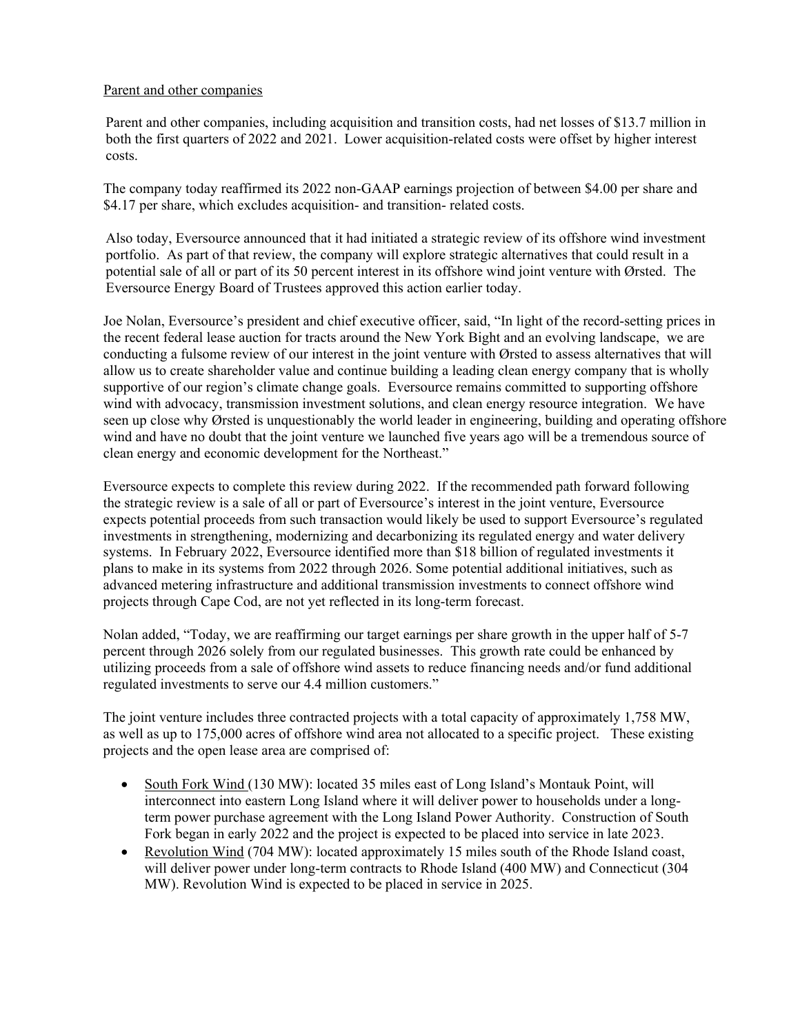<u>Parent and other companies</u>

Parent and other companies, including acquisition and transition costs, had net losses of $13.7 million in both the first quarters of 2022 and 2021. Lower acquisition-related costs were offset by higher interest costs.

The company today reaffirmed its 2022 non-GAAP earnings projection of between $4.00 per share and $4.17 per share, which excludes acquisition- and transition- related costs.

Also today, Eversource announced that it had initiated a strategic review of its offshore wind investment portfolio. As part of that review, the company will explore strategic alternatives that could result in a potential sale of all or part of its 50 percent interest in its offshore wind joint venture with Ørsted. The Eversource Energy Board of Trustees approved this action earlier today.

Joe Nolan, Eversource's president and chief executive officer, said, "In light of the record-setting prices in the recent federal lease auction for tracts around the New York Bight and an evolving landscape, we are conducting a fulsome review of our interest in the joint venture with Ørsted to assess alternatives that will allow us to create shareholder value and continue building a leading clean energy company that is wholly supportive of our region's climate change goals. Eversource remains committed to supporting offshore wind with advocacy, transmission investment solutions, and clean energy resource integration. We have seen up close why Ørsted is unquestionably the world leader in engineering, building and operating offshore wind and have no doubt that the joint venture we launched five years ago will be a tremendous source of clean energy and economic development for the Northeast."

Eversource expects to complete this review during 2022. If the recommended path forward following the strategic review is a sale of all or part of Eversource's interest in the joint venture, Eversource expects potential proceeds from such transaction would likely be used to support Eversource's regulated investments in strengthening, modernizing and decarbonizing its regulated energy and water delivery systems. In February 2022, Eversource identified more than $18 billion of regulated investments it plans to make in its systems from 2022 through 2026. Some potential additional initiatives, such as advanced metering infrastructure and additional transmission investments to connect offshore wind projects through Cape Cod, are not yet reflected in its long-term forecast.

Nolan added, "Today, we are reaffirming our target earnings per share growth in the upper half of 5-7 percent through 2026 solely from our regulated businesses. This growth rate could be enhanced by utilizing proceeds from a sale of offshore wind assets to reduce financing needs and/or fund additional regulated investments to serve our 4.4 million customers."

The joint venture includes three contracted projects with a total capacity of approximately 1,758 MW, as well as up to 175,000 acres of offshore wind area not allocated to a specific project. These existing projects and the open lease area are comprised of:

- <u>South Fork Wind</u> (130 MW): located 35 miles east of Long Island's Montauk Point, will interconnect into eastern Long Island where it will deliver power to households under a long-term power purchase agreement with the Long Island Power Authority. Construction of South Fork began in early 2022 and the project is expected to be placed into service in late 2023.
- <u>Revolution Wind</u> (704 MW): located approximately 15 miles south of the Rhode Island coast, will deliver power under long-term contracts to Rhode Island (400 MW) and Connecticut (304 MW). Revolution Wind is expected to be placed in service in 2025.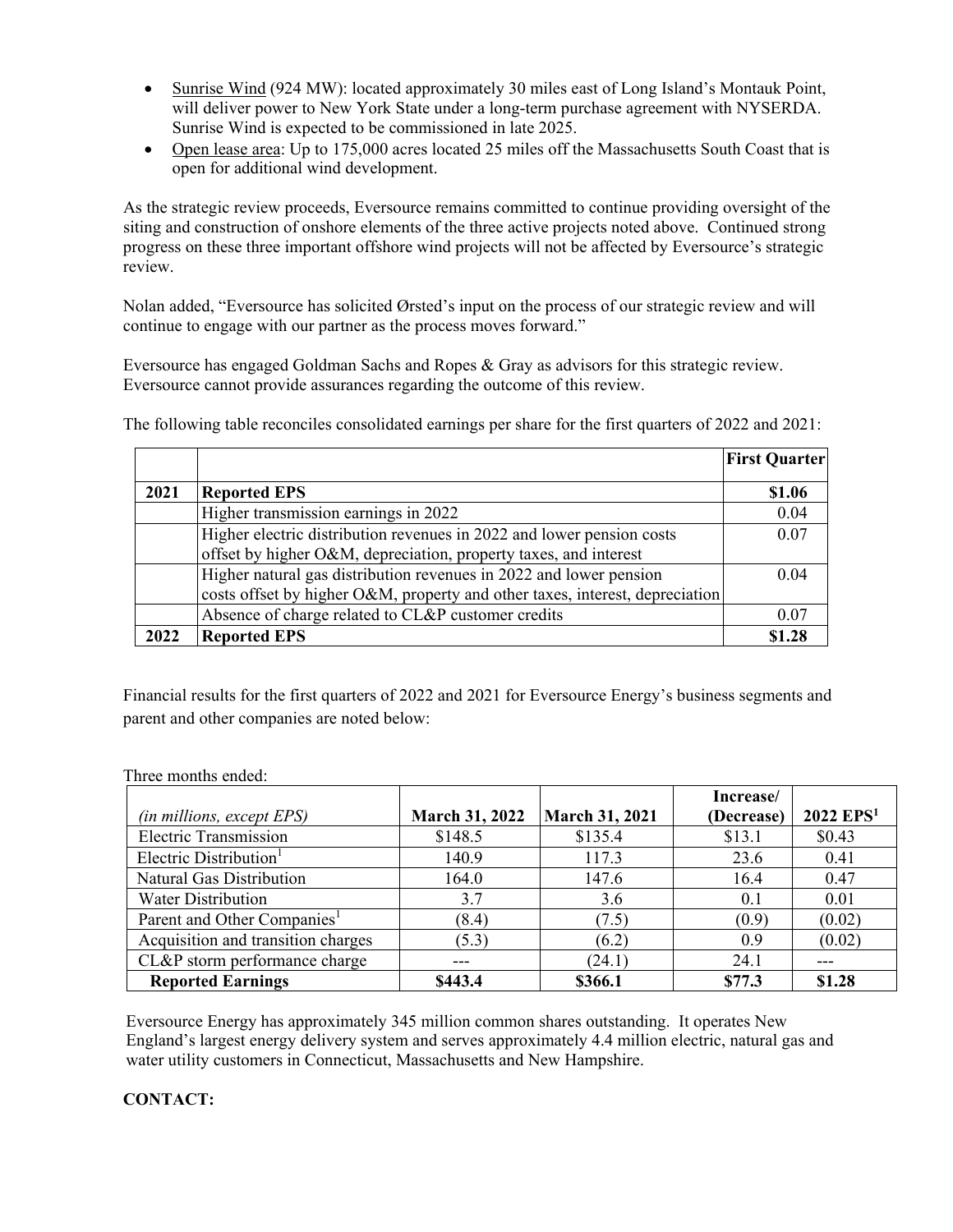- <u>Sunrise Wind</u> (924 MW): located approximately 30 miles east of Long Island's Montauk Point, will deliver power to New York State under a long-term purchase agreement with NYSERDA. Sunrise Wind is expected to be commissioned in late 2025.
- <u>Open lease area</u>: Up to 175,000 acres located 25 miles off the Massachusetts South Coast that is open for additional wind development.

As the strategic review proceeds, Eversource remains committed to continue providing oversight of the siting and construction of onshore elements of the three active projects noted above. Continued strong progress on these three important offshore wind projects will not be affected by Eversource's strategic review.

Nolan added, "Eversource has solicited Ørsted's input on the process of our strategic review and will continue to engage with our partner as the process moves forward."

Eversource has engaged Goldman Sachs and Ropes & Gray as advisors for this strategic review. Eversource cannot provide assurances regarding the outcome of this review.

The following table reconciles consolidated earnings per share for the first quarters of 2022 and 2021:

| | | **First Quarter** |
|---|---|---|
| **2021** | **Reported EPS** | **$1.06** |
| | Higher transmission earnings in 2022 | 0.04 |
| | Higher electric distribution revenues in 2022 and lower pension costs offset by higher O&M, depreciation, property taxes, and interest | 0.07 |
| | Higher natural gas distribution revenues in 2022 and lower pension costs offset by higher O&M, property and other taxes, interest, depreciation | 0.04 |
| | Absence of charge related to CL&P customer credits | 0.07 |
| **2022** | **Reported EPS** | **$1.28** |

Financial results for the first quarters of 2022 and 2021 for Eversource Energy's business segments and parent and other companies are noted below:

Three months ended:

| *(in millions, except EPS)* | **March 31, 2022** | **March 31, 2021** | **Increase/ (Decrease)** | **2022 EPS[1]** |
|---|---|---|---|---|
| Electric Transmission | $148.5 | $135.4 | $13.1 | $0.43 |
| Electric Distribution[1] | 140.9 | 117.3 | 23.6 | 0.41 |
| Natural Gas Distribution | 164.0 | 147.6 | 16.4 | 0.47 |
| Water Distribution | 3.7 | 3.6 | 0.1 | 0.01 |
| Parent and Other Companies[1] | (8.4) | (7.5) | (0.9) | (0.02) |
| Acquisition and transition charges | (5.3) | (6.2) | 0.9 | (0.02) |
| CL&P storm performance charge | --- | (24.1) | 24.1 | --- |
| **Reported Earnings** | **$443.4** | **$366.1** | **$77.3** | **$1.28** |

Eversource Energy has approximately 345 million common shares outstanding. It operates New England's largest energy delivery system and serves approximately 4.4 million electric, natural gas and water utility customers in Connecticut, Massachusetts and New Hampshire.

**CONTACT:**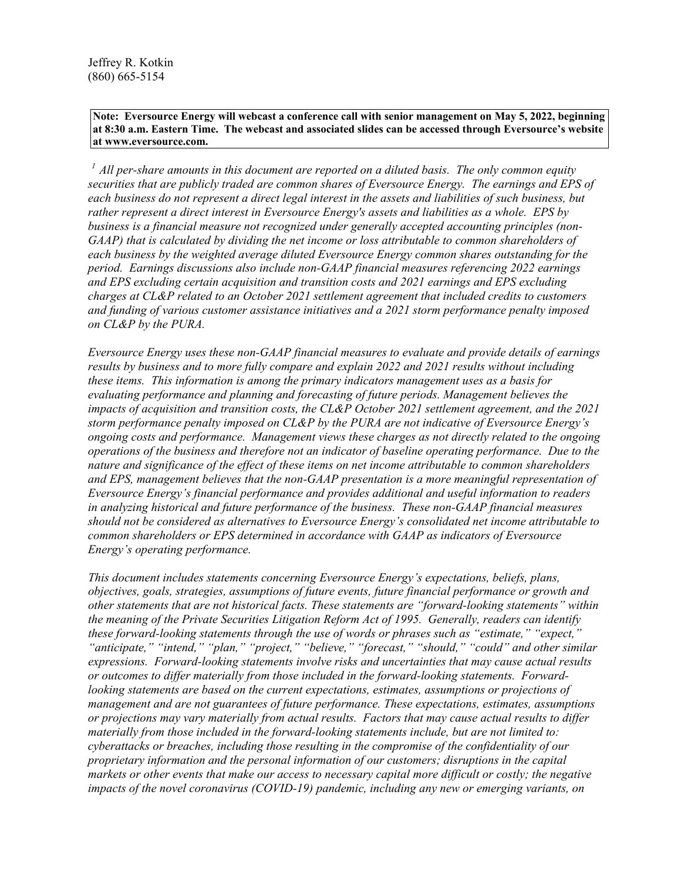Jeffrey R. Kotkin
(860) 665-5154

**Note: Eversource Energy will webcast a conference call with senior management on May 5, 2022, beginning at 8:30 a.m. Eastern Time. The webcast and associated slides can be accessed through Eversource's website at www.eversource.com.**

*[1] All per-share amounts in this document are reported on a diluted basis. The only common equity securities that are publicly traded are common shares of Eversource Energy. The earnings and EPS of each business do not represent a direct legal interest in the assets and liabilities of such business, but rather represent a direct interest in Eversource Energy's assets and liabilities as a whole. EPS by business is a financial measure not recognized under generally accepted accounting principles (non-GAAP) that is calculated by dividing the net income or loss attributable to common shareholders of each business by the weighted average diluted Eversource Energy common shares outstanding for the period. Earnings discussions also include non-GAAP financial measures referencing 2022 earnings and EPS excluding certain acquisition and transition costs and 2021 earnings and EPS excluding charges at CL&P related to an October 2021 settlement agreement that included credits to customers and funding of various customer assistance initiatives and a 2021 storm performance penalty imposed on CL&P by the PURA.*

*Eversource Energy uses these non-GAAP financial measures to evaluate and provide details of earnings results by business and to more fully compare and explain 2022 and 2021 results without including these items. This information is among the primary indicators management uses as a basis for evaluating performance and planning and forecasting of future periods. Management believes the impacts of acquisition and transition costs, the CL&P October 2021 settlement agreement, and the 2021 storm performance penalty imposed on CL&P by the PURA are not indicative of Eversource Energy's ongoing costs and performance. Management views these charges as not directly related to the ongoing operations of the business and therefore not an indicator of baseline operating performance. Due to the nature and significance of the effect of these items on net income attributable to common shareholders and EPS, management believes that the non-GAAP presentation is a more meaningful representation of Eversource Energy's financial performance and provides additional and useful information to readers in analyzing historical and future performance of the business. These non-GAAP financial measures should not be considered as alternatives to Eversource Energy's consolidated net income attributable to common shareholders or EPS determined in accordance with GAAP as indicators of Eversource Energy's operating performance.*

*This document includes statements concerning Eversource Energy's expectations, beliefs, plans, objectives, goals, strategies, assumptions of future events, future financial performance or growth and other statements that are not historical facts. These statements are "forward-looking statements" within the meaning of the Private Securities Litigation Reform Act of 1995. Generally, readers can identify these forward-looking statements through the use of words or phrases such as "estimate," "expect," "anticipate," "intend," "plan," "project," "believe," "forecast," "should," "could" and other similar expressions. Forward-looking statements involve risks and uncertainties that may cause actual results or outcomes to differ materially from those included in the forward-looking statements. Forward-looking statements are based on the current expectations, estimates, assumptions or projections of management and are not guarantees of future performance. These expectations, estimates, assumptions or projections may vary materially from actual results. Factors that may cause actual results to differ materially from those included in the forward-looking statements include, but are not limited to: cyberattacks or breaches, including those resulting in the compromise of the confidentiality of our proprietary information and the personal information of our customers; disruptions in the capital markets or other events that make our access to necessary capital more difficult or costly; the negative impacts of the novel coronavirus (COVID-19) pandemic, including any new or emerging variants, on*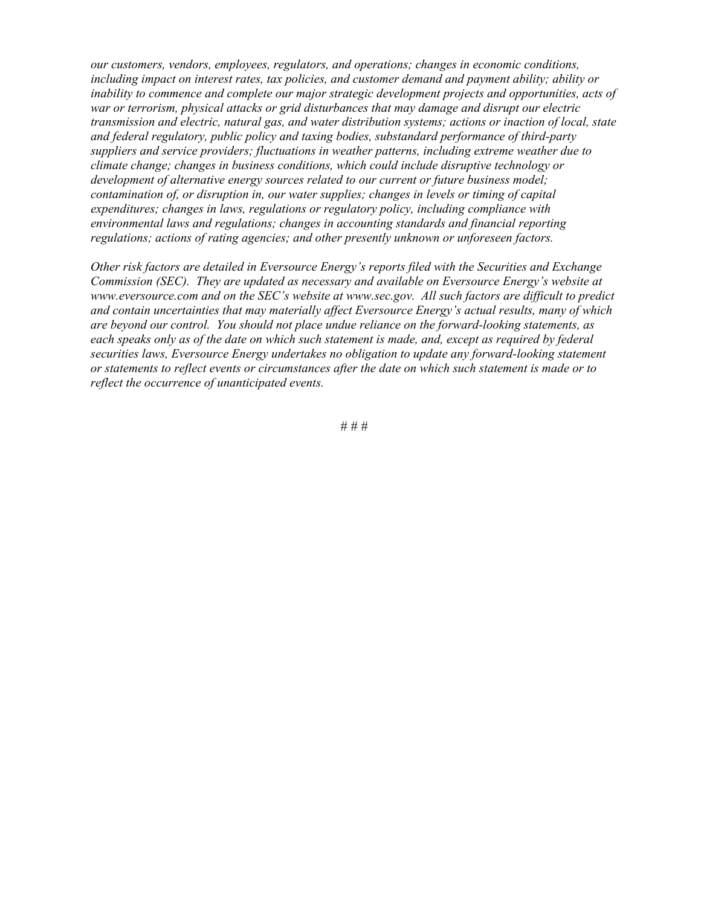*our customers, vendors, employees, regulators, and operations; changes in economic conditions, including impact on interest rates, tax policies, and customer demand and payment ability; ability or inability to commence and complete our major strategic development projects and opportunities, acts of war or terrorism, physical attacks or grid disturbances that may damage and disrupt our electric transmission and electric, natural gas, and water distribution systems; actions or inaction of local, state and federal regulatory, public policy and taxing bodies, substandard performance of third-party suppliers and service providers; fluctuations in weather patterns, including extreme weather due to climate change; changes in business conditions, which could include disruptive technology or development of alternative energy sources related to our current or future business model; contamination of, or disruption in, our water supplies; changes in levels or timing of capital expenditures; changes in laws, regulations or regulatory policy, including compliance with environmental laws and regulations; changes in accounting standards and financial reporting regulations; actions of rating agencies; and other presently unknown or unforeseen factors.*

*Other risk factors are detailed in Eversource Energy's reports filed with the Securities and Exchange Commission (SEC). They are updated as necessary and available on Eversource Energy's website at www.eversource.com and on the SEC's website at www.sec.gov. All such factors are difficult to predict and contain uncertainties that may materially affect Eversource Energy's actual results, many of which are beyond our control. You should not place undue reliance on the forward-looking statements, as each speaks only as of the date on which such statement is made, and, except as required by federal securities laws, Eversource Energy undertakes no obligation to update any forward-looking statement or statements to reflect events or circumstances after the date on which such statement is made or to reflect the occurrence of unanticipated events.*

# # #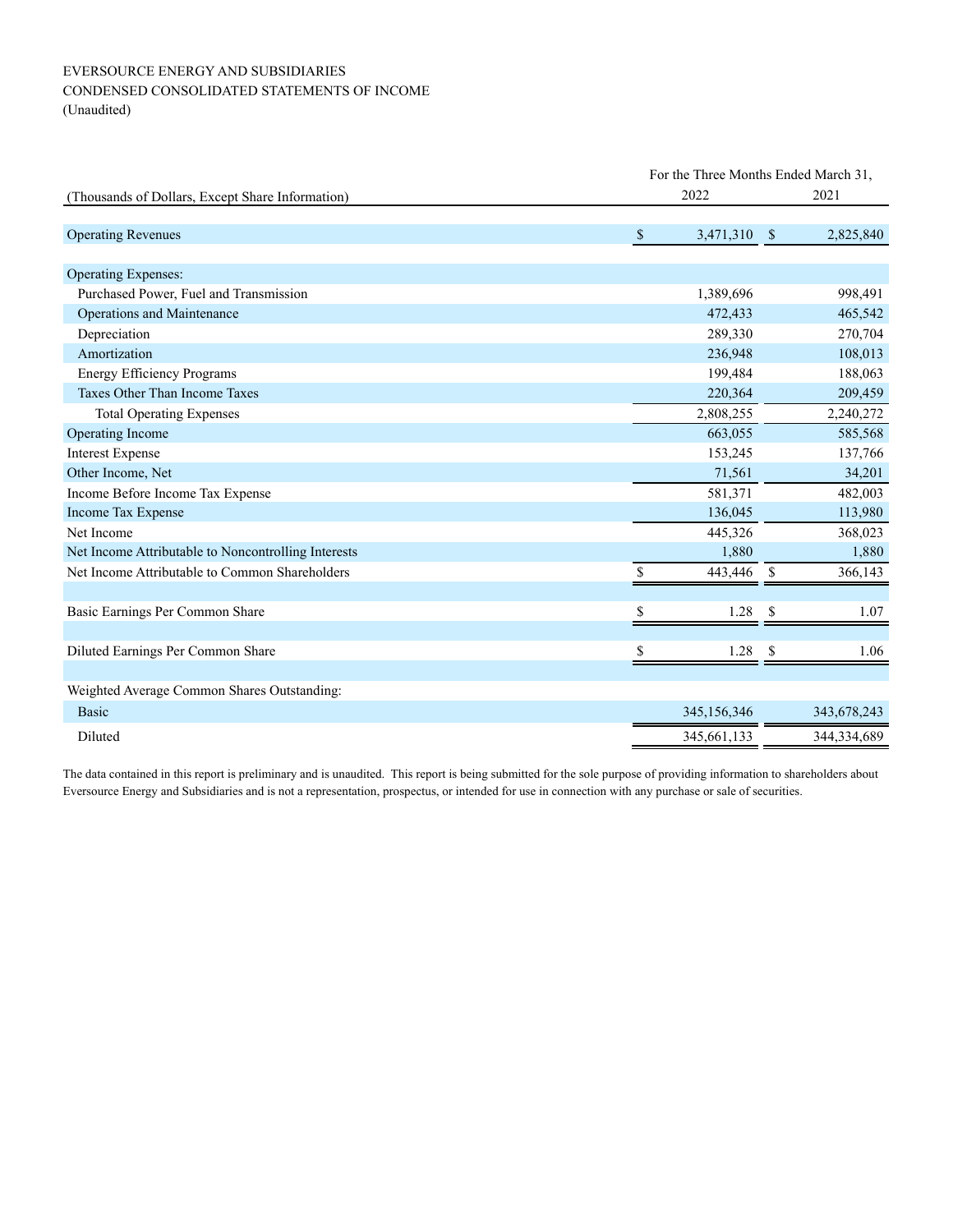EVERSOURCE ENERGY AND SUBSIDIARIES

CONDENSED CONSOLIDATED STATEMENTS OF INCOME

(Unaudited)

| (Thousands of Dollars, Except Share Information) | For the Three Months Ended March 31, 2022 | 2021 |
|---|---|---|
| Operating Revenues | $ 3,471,310 | $ 2,825,840 |
| Operating Expenses: | | |
| Purchased Power, Fuel and Transmission | 1,389,696 | 998,491 |
| Operations and Maintenance | 472,433 | 465,542 |
| Depreciation | 289,330 | 270,704 |
| Amortization | 236,948 | 108,013 |
| Energy Efficiency Programs | 199,484 | 188,063 |
| Taxes Other Than Income Taxes | 220,364 | 209,459 |
| Total Operating Expenses | 2,808,255 | 2,240,272 |
| Operating Income | 663,055 | 585,568 |
| Interest Expense | 153,245 | 137,766 |
| Other Income, Net | 71,561 | 34,201 |
| Income Before Income Tax Expense | 581,371 | 482,003 |
| Income Tax Expense | 136,045 | 113,980 |
| Net Income | 445,326 | 368,023 |
| Net Income Attributable to Noncontrolling Interests | 1,880 | 1,880 |
| Net Income Attributable to Common Shareholders | $ 443,446 | $ 366,143 |
| Basic Earnings Per Common Share | $ 1.28 | $ 1.07 |
| Diluted Earnings Per Common Share | $ 1.28 | $ 1.06 |
| Weighted Average Common Shares Outstanding: | | |
| Basic | 345,156,346 | 343,678,243 |
| Diluted | 345,661,133 | 344,334,689 |

The data contained in this report is preliminary and is unaudited. This report is being submitted for the sole purpose of providing information to shareholders about Eversource Energy and Subsidiaries and is not a representation, prospectus, or intended for use in connection with any purchase or sale of securities.